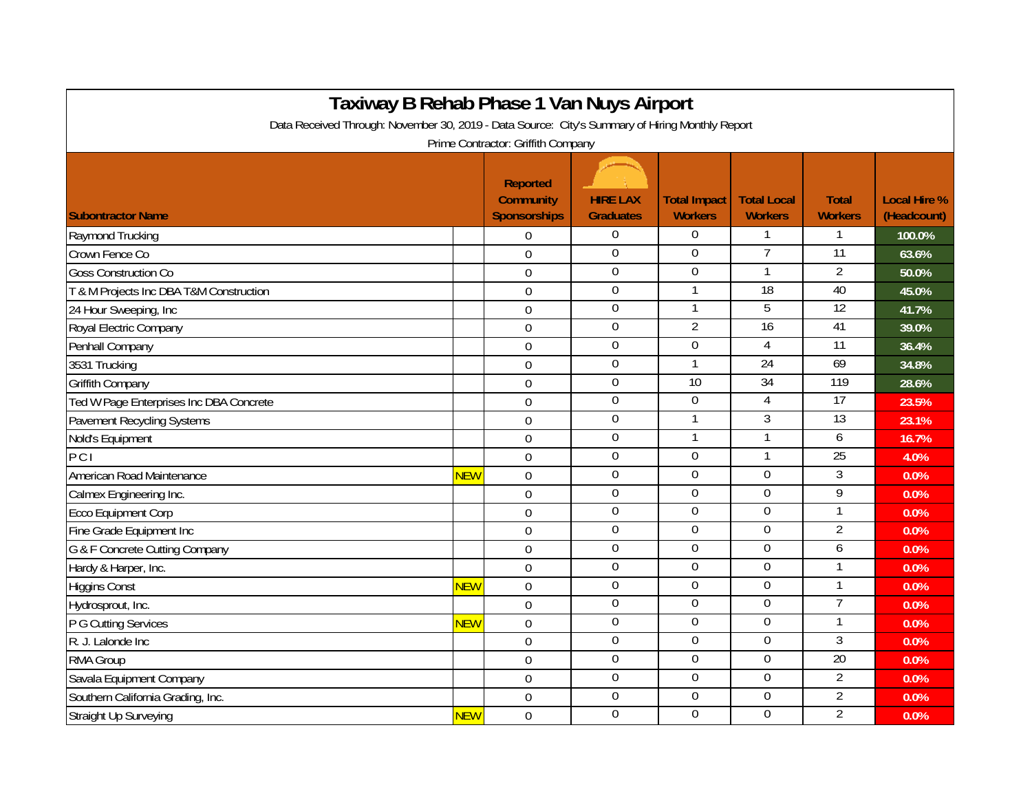# Taxiway B Rehab Phase 1 Van Nuys Airport

Data Received Through: November 30, 2019 - Data Source: City's Summary of Hiring Monthly Report

Prime Contractor: Griffith Company

| Subontractor Name | | Reported Community Sponsorships | HIRE LAX Graduates | Total Impact Workers | Total Local Workers | Total Workers | Local Hire % (Headcount) |
|---|---|---|---|---|---|---|---|
| Raymond Trucking | | 0 | 0 | 0 | 1 | 1 | 100.0% |
| Crown Fence Co | | 0 | 0 | 0 | 7 | 11 | 63.6% |
| Goss Construction Co | | 0 | 0 | 0 | 1 | 2 | 50.0% |
| T & M Projects Inc DBA T&M Construction | | 0 | 0 | 1 | 18 | 40 | 45.0% |
| 24 Hour Sweeping, Inc | | 0 | 0 | 1 | 5 | 12 | 41.7% |
| Royal Electric Company | | 0 | 0 | 2 | 16 | 41 | 39.0% |
| Penhall Company | | 0 | 0 | 0 | 4 | 11 | 36.4% |
| 3531 Trucking | | 0 | 0 | 1 | 24 | 69 | 34.8% |
| Griffith Company | | 0 | 0 | 10 | 34 | 119 | 28.6% |
| Ted W Page Enterprises Inc DBA Concrete | | 0 | 0 | 0 | 4 | 17 | 23.5% |
| Pavement Recycling Systems | | 0 | 0 | 1 | 3 | 13 | 23.1% |
| Nold's Equipment | | 0 | 0 | 1 | 1 | 6 | 16.7% |
| P C I | | 0 | 0 | 0 | 1 | 25 | 4.0% |
| American Road Maintenance | NEW | 0 | 0 | 0 | 0 | 3 | 0.0% |
| Calmex Engineering Inc. | | 0 | 0 | 0 | 0 | 9 | 0.0% |
| Ecco Equipment Corp | | 0 | 0 | 0 | 0 | 1 | 0.0% |
| Fine Grade Equipment Inc | | 0 | 0 | 0 | 0 | 2 | 0.0% |
| G & F Concrete Cutting Company | | 0 | 0 | 0 | 0 | 6 | 0.0% |
| Hardy & Harper, Inc. | | 0 | 0 | 0 | 0 | 1 | 0.0% |
| Higgins Const | NEW | 0 | 0 | 0 | 0 | 1 | 0.0% |
| Hydrosprout, Inc. | | 0 | 0 | 0 | 0 | 7 | 0.0% |
| P G Cutting Services | NEW | 0 | 0 | 0 | 0 | 1 | 0.0% |
| R. J. Lalonde Inc | | 0 | 0 | 0 | 0 | 3 | 0.0% |
| RMA Group | | 0 | 0 | 0 | 0 | 20 | 0.0% |
| Savala Equipment Company | | 0 | 0 | 0 | 0 | 2 | 0.0% |
| Southern California Grading, Inc. | | 0 | 0 | 0 | 0 | 2 | 0.0% |
| Straight Up Surveying | NEW | 0 | 0 | 0 | 0 | 2 | 0.0% |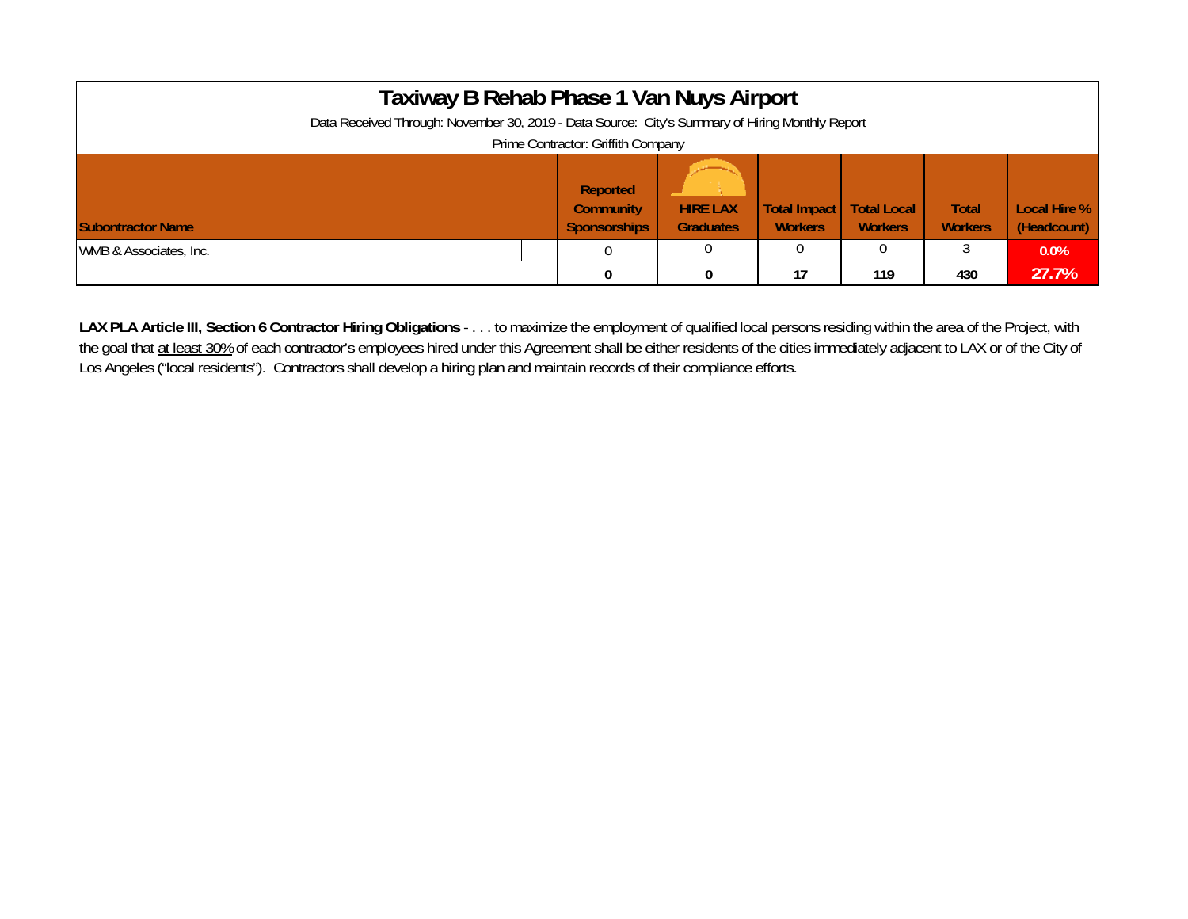# Taxiway B Rehab Phase 1 Van Nuys Airport

Data Received Through: November 30, 2019 - Data Source: City's Summary of Hiring Monthly Report

Prime Contractor: Griffith Company

| Subontractor Name | Reported Community Sponsorships | HIRE LAX Graduates | Total Impact Workers | Total Local Workers | Total Workers | Local Hire % (Headcount) |
|---|---|---|---|---|---|---|
| WMB & Associates, Inc. | 0 | 0 | 0 | 0 | 3 | 0.0% |
| | **0** | **0** | **17** | **119** | **430** | **27.7%** |

**LAX PLA Article III, Section 6 Contractor Hiring Obligations** - . . . to maximize the employment of qualified local persons residing within the area of the Project, with the goal that at least 30% of each contractor's employees hired under this Agreement shall be either residents of the cities immediately adjacent to LAX or of the City of Los Angeles ("local residents"). Contractors shall develop a hiring plan and maintain records of their compliance efforts.